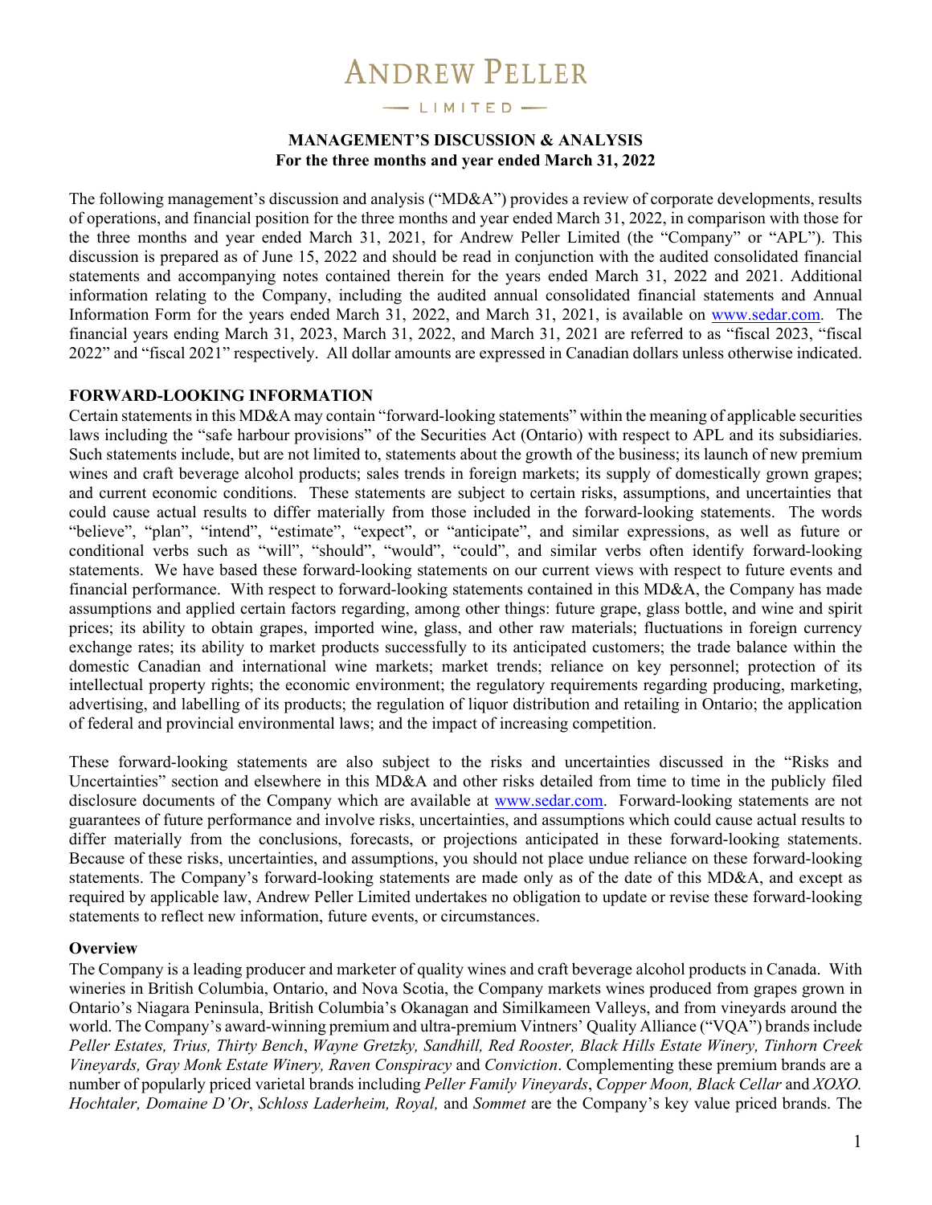# ANDREW PELLER

LIMITED

**MANAGEMENT'S DISCUSSION & ANALYSIS**
**For the three months and year ended March 31, 2022**

The following management's discussion and analysis ("MD&A") provides a review of corporate developments, results of operations, and financial position for the three months and year ended March 31, 2022, in comparison with those for the three months and year ended March 31, 2021, for Andrew Peller Limited (the "Company" or "APL"). This discussion is prepared as of June 15, 2022 and should be read in conjunction with the audited consolidated financial statements and accompanying notes contained therein for the years ended March 31, 2022 and 2021. Additional information relating to the Company, including the audited annual consolidated financial statements and Annual Information Form for the years ended March 31, 2022, and March 31, 2021, is available on www.sedar.com. The financial years ending March 31, 2023, March 31, 2022, and March 31, 2021 are referred to as "fiscal 2023, "fiscal 2022" and "fiscal 2021" respectively. All dollar amounts are expressed in Canadian dollars unless otherwise indicated.

## FORWARD-LOOKING INFORMATION

Certain statements in this MD&A may contain "forward-looking statements" within the meaning of applicable securities laws including the "safe harbour provisions" of the Securities Act (Ontario) with respect to APL and its subsidiaries. Such statements include, but are not limited to, statements about the growth of the business; its launch of new premium wines and craft beverage alcohol products; sales trends in foreign markets; its supply of domestically grown grapes; and current economic conditions. These statements are subject to certain risks, assumptions, and uncertainties that could cause actual results to differ materially from those included in the forward-looking statements. The words "believe", "plan", "intend", "estimate", "expect", or "anticipate", and similar expressions, as well as future or conditional verbs such as "will", "should", "would", "could", and similar verbs often identify forward-looking statements. We have based these forward-looking statements on our current views with respect to future events and financial performance. With respect to forward-looking statements contained in this MD&A, the Company has made assumptions and applied certain factors regarding, among other things: future grape, glass bottle, and wine and spirit prices; its ability to obtain grapes, imported wine, glass, and other raw materials; fluctuations in foreign currency exchange rates; its ability to market products successfully to its anticipated customers; the trade balance within the domestic Canadian and international wine markets; market trends; reliance on key personnel; protection of its intellectual property rights; the economic environment; the regulatory requirements regarding producing, marketing, advertising, and labelling of its products; the regulation of liquor distribution and retailing in Ontario; the application of federal and provincial environmental laws; and the impact of increasing competition.

These forward-looking statements are also subject to the risks and uncertainties discussed in the "Risks and Uncertainties" section and elsewhere in this MD&A and other risks detailed from time to time in the publicly filed disclosure documents of the Company which are available at www.sedar.com. Forward-looking statements are not guarantees of future performance and involve risks, uncertainties, and assumptions which could cause actual results to differ materially from the conclusions, forecasts, or projections anticipated in these forward-looking statements. Because of these risks, uncertainties, and assumptions, you should not place undue reliance on these forward-looking statements. The Company's forward-looking statements are made only as of the date of this MD&A, and except as required by applicable law, Andrew Peller Limited undertakes no obligation to update or revise these forward-looking statements to reflect new information, future events, or circumstances.

### Overview

The Company is a leading producer and marketer of quality wines and craft beverage alcohol products in Canada. With wineries in British Columbia, Ontario, and Nova Scotia, the Company markets wines produced from grapes grown in Ontario's Niagara Peninsula, British Columbia's Okanagan and Similkameen Valleys, and from vineyards around the world. The Company's award-winning premium and ultra-premium Vintners' Quality Alliance ("VQA") brands include *Peller Estates, Trius, Thirty Bench*, *Wayne Gretzky, Sandhill, Red Rooster, Black Hills Estate Winery, Tinhorn Creek Vineyards, Gray Monk Estate Winery, Raven Conspiracy* and *Conviction*. Complementing these premium brands are a number of popularly priced varietal brands including *Peller Family Vineyards*, *Copper Moon, Black Cellar* and *XOXO. Hochtaler, Domaine D'Or*, *Schloss Laderheim, Royal,* and *Sommet* are the Company's key value priced brands. The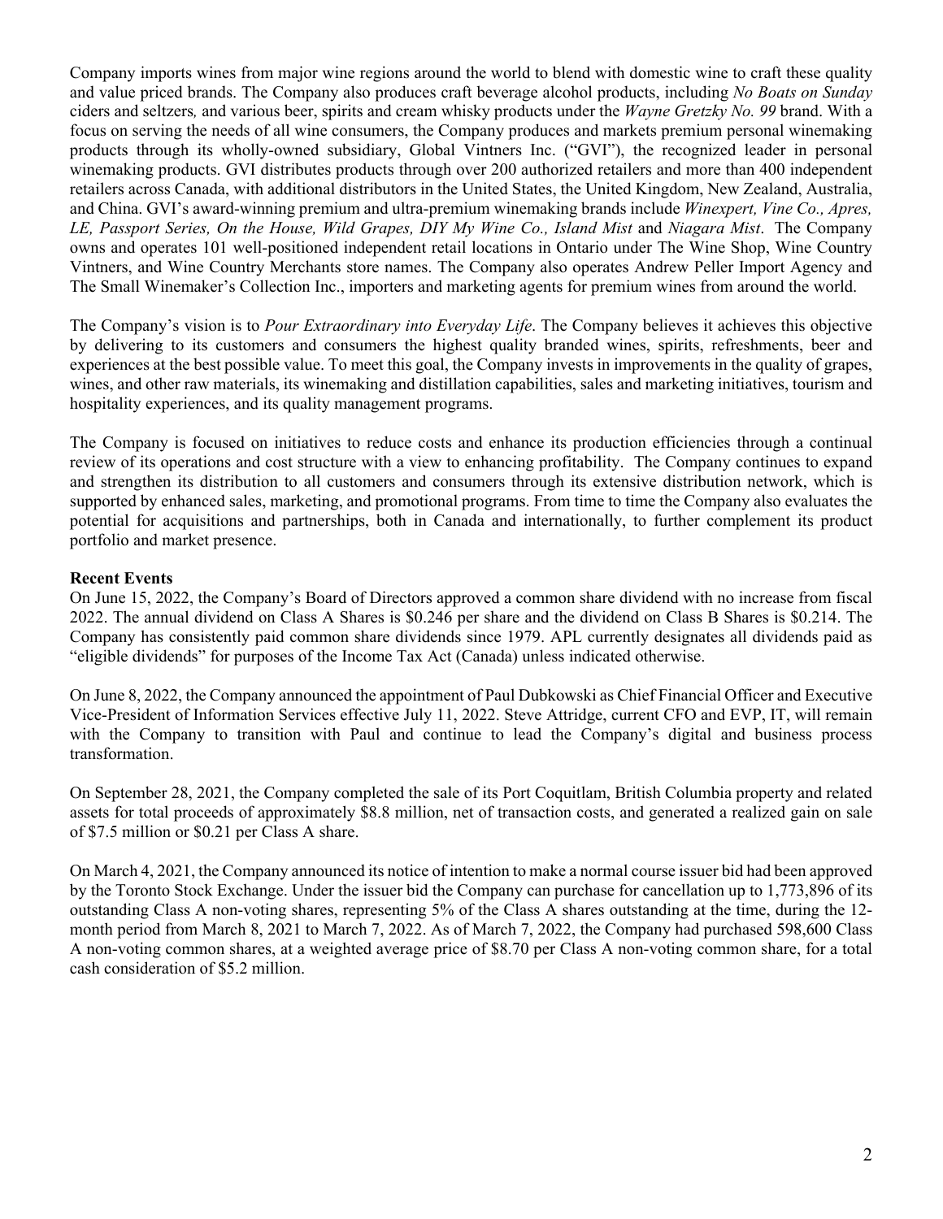Company imports wines from major wine regions around the world to blend with domestic wine to craft these quality and value priced brands. The Company also produces craft beverage alcohol products, including *No Boats on Sunday* ciders and seltzers, and various beer, spirits and cream whisky products under the *Wayne Gretzky No. 99* brand. With a focus on serving the needs of all wine consumers, the Company produces and markets premium personal winemaking products through its wholly-owned subsidiary, Global Vintners Inc. ("GVI"), the recognized leader in personal winemaking products. GVI distributes products through over 200 authorized retailers and more than 400 independent retailers across Canada, with additional distributors in the United States, the United Kingdom, New Zealand, Australia, and China. GVI's award-winning premium and ultra-premium winemaking brands include *Winexpert, Vine Co., Apres, LE, Passport Series, On the House, Wild Grapes, DIY My Wine Co., Island Mist* and *Niagara Mist*. The Company owns and operates 101 well-positioned independent retail locations in Ontario under The Wine Shop, Wine Country Vintners, and Wine Country Merchants store names. The Company also operates Andrew Peller Import Agency and The Small Winemaker's Collection Inc., importers and marketing agents for premium wines from around the world.

The Company's vision is to *Pour Extraordinary into Everyday Life*. The Company believes it achieves this objective by delivering to its customers and consumers the highest quality branded wines, spirits, refreshments, beer and experiences at the best possible value. To meet this goal, the Company invests in improvements in the quality of grapes, wines, and other raw materials, its winemaking and distillation capabilities, sales and marketing initiatives, tourism and hospitality experiences, and its quality management programs.

The Company is focused on initiatives to reduce costs and enhance its production efficiencies through a continual review of its operations and cost structure with a view to enhancing profitability. The Company continues to expand and strengthen its distribution to all customers and consumers through its extensive distribution network, which is supported by enhanced sales, marketing, and promotional programs. From time to time the Company also evaluates the potential for acquisitions and partnerships, both in Canada and internationally, to further complement its product portfolio and market presence.

**Recent Events**

On June 15, 2022, the Company's Board of Directors approved a common share dividend with no increase from fiscal 2022. The annual dividend on Class A Shares is $0.246 per share and the dividend on Class B Shares is $0.214. The Company has consistently paid common share dividends since 1979. APL currently designates all dividends paid as "eligible dividends" for purposes of the Income Tax Act (Canada) unless indicated otherwise.

On June 8, 2022, the Company announced the appointment of Paul Dubkowski as Chief Financial Officer and Executive Vice-President of Information Services effective July 11, 2022. Steve Attridge, current CFO and EVP, IT, will remain with the Company to transition with Paul and continue to lead the Company's digital and business process transformation.

On September 28, 2021, the Company completed the sale of its Port Coquitlam, British Columbia property and related assets for total proceeds of approximately $8.8 million, net of transaction costs, and generated a realized gain on sale of $7.5 million or $0.21 per Class A share.

On March 4, 2021, the Company announced its notice of intention to make a normal course issuer bid had been approved by the Toronto Stock Exchange. Under the issuer bid the Company can purchase for cancellation up to 1,773,896 of its outstanding Class A non-voting shares, representing 5% of the Class A shares outstanding at the time, during the 12-month period from March 8, 2021 to March 7, 2022. As of March 7, 2022, the Company had purchased 598,600 Class A non-voting common shares, at a weighted average price of $8.70 per Class A non-voting common share, for a total cash consideration of $5.2 million.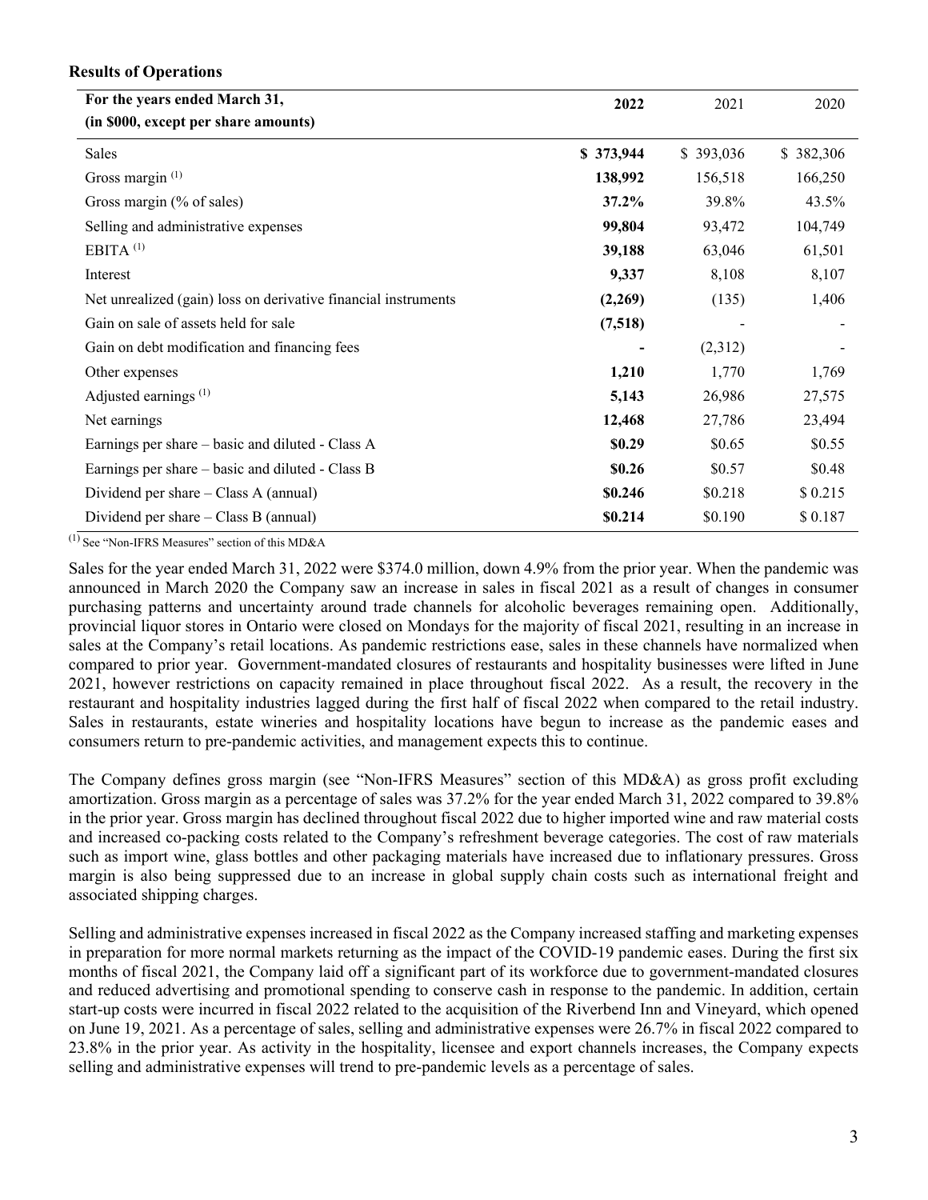**Results of Operations**

| For the years ended March 31, (in $000, except per share amounts) | 2022 | 2021 | 2020 |
|---|---|---|---|
| Sales | **$ 373,944** | $ 393,036 | $ 382,306 |
| Gross margin [(1)] | **138,992** | 156,518 | 166,250 |
| Gross margin (% of sales) | **37.2%** | 39.8% | 43.5% |
| Selling and administrative expenses | **99,804** | 93,472 | 104,749 |
| EBITA [(1)] | **39,188** | 63,046 | 61,501 |
| Interest | **9,337** | 8,108 | 8,107 |
| Net unrealized (gain) loss on derivative financial instruments | **(2,269)** | (135) | 1,406 |
| Gain on sale of assets held for sale | **(7,518)** | - | - |
| Gain on debt modification and financing fees | **-** | (2,312) | - |
| Other expenses | **1,210** | 1,770 | 1,769 |
| Adjusted earnings [(1)] | **5,143** | 26,986 | 27,575 |
| Net earnings | **12,468** | 27,786 | 23,494 |
| Earnings per share – basic and diluted - Class A | **$0.29** | $0.65 | $0.55 |
| Earnings per share – basic and diluted - Class B | **$0.26** | $0.57 | $0.48 |
| Dividend per share – Class A (annual) | **$0.246** | $0.218 | $ 0.215 |
| Dividend per share – Class B (annual) | **$0.214** | $0.190 | $ 0.187 |

[(1)] See "Non-IFRS Measures" section of this MD&A

Sales for the year ended March 31, 2022 were $374.0 million, down 4.9% from the prior year. When the pandemic was announced in March 2020 the Company saw an increase in sales in fiscal 2021 as a result of changes in consumer purchasing patterns and uncertainty around trade channels for alcoholic beverages remaining open. Additionally, provincial liquor stores in Ontario were closed on Mondays for the majority of fiscal 2021, resulting in an increase in sales at the Company's retail locations. As pandemic restrictions ease, sales in these channels have normalized when compared to prior year. Government-mandated closures of restaurants and hospitality businesses were lifted in June 2021, however restrictions on capacity remained in place throughout fiscal 2022. As a result, the recovery in the restaurant and hospitality industries lagged during the first half of fiscal 2022 when compared to the retail industry. Sales in restaurants, estate wineries and hospitality locations have begun to increase as the pandemic eases and consumers return to pre-pandemic activities, and management expects this to continue.

The Company defines gross margin (see "Non-IFRS Measures" section of this MD&A) as gross profit excluding amortization. Gross margin as a percentage of sales was 37.2% for the year ended March 31, 2022 compared to 39.8% in the prior year. Gross margin has declined throughout fiscal 2022 due to higher imported wine and raw material costs and increased co-packing costs related to the Company's refreshment beverage categories. The cost of raw materials such as import wine, glass bottles and other packaging materials have increased due to inflationary pressures. Gross margin is also being suppressed due to an increase in global supply chain costs such as international freight and associated shipping charges.

Selling and administrative expenses increased in fiscal 2022 as the Company increased staffing and marketing expenses in preparation for more normal markets returning as the impact of the COVID-19 pandemic eases. During the first six months of fiscal 2021, the Company laid off a significant part of its workforce due to government-mandated closures and reduced advertising and promotional spending to conserve cash in response to the pandemic. In addition, certain start-up costs were incurred in fiscal 2022 related to the acquisition of the Riverbend Inn and Vineyard, which opened on June 19, 2021. As a percentage of sales, selling and administrative expenses were 26.7% in fiscal 2022 compared to 23.8% in the prior year. As activity in the hospitality, licensee and export channels increases, the Company expects selling and administrative expenses will trend to pre-pandemic levels as a percentage of sales.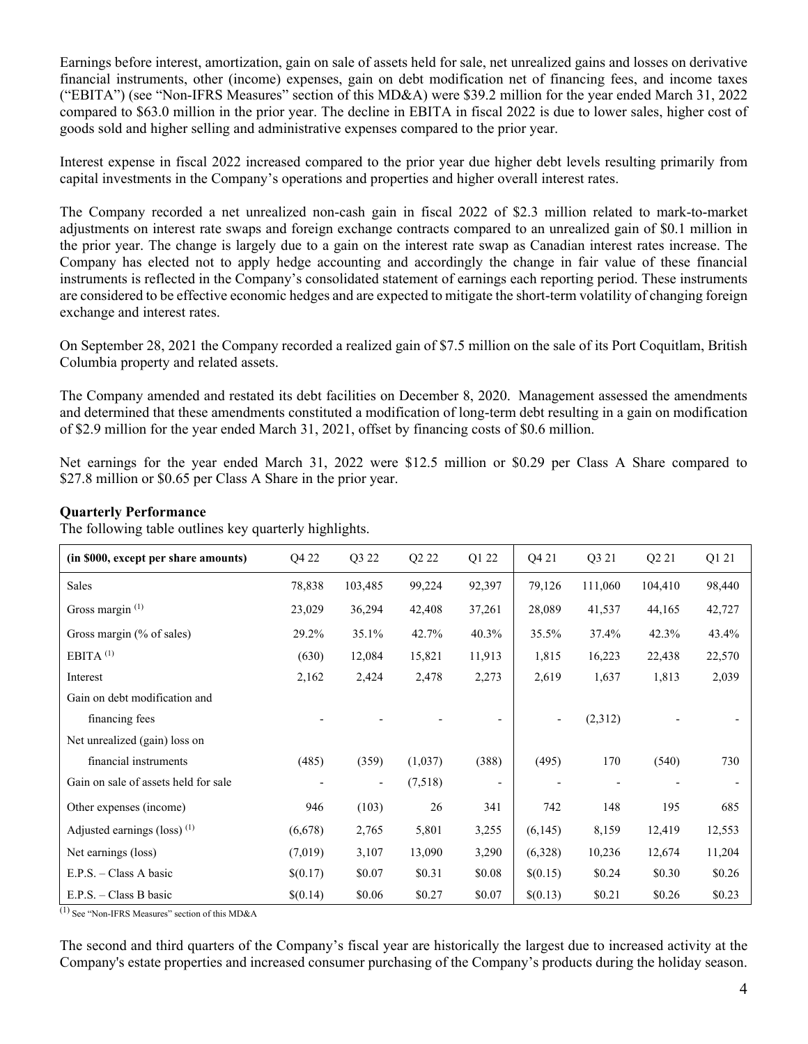Earnings before interest, amortization, gain on sale of assets held for sale, net unrealized gains and losses on derivative financial instruments, other (income) expenses, gain on debt modification net of financing fees, and income taxes ("EBITA") (see "Non-IFRS Measures" section of this MD&A) were $39.2 million for the year ended March 31, 2022 compared to $63.0 million in the prior year. The decline in EBITA in fiscal 2022 is due to lower sales, higher cost of goods sold and higher selling and administrative expenses compared to the prior year.

Interest expense in fiscal 2022 increased compared to the prior year due higher debt levels resulting primarily from capital investments in the Company's operations and properties and higher overall interest rates.

The Company recorded a net unrealized non-cash gain in fiscal 2022 of $2.3 million related to mark-to-market adjustments on interest rate swaps and foreign exchange contracts compared to an unrealized gain of $0.1 million in the prior year. The change is largely due to a gain on the interest rate swap as Canadian interest rates increase. The Company has elected not to apply hedge accounting and accordingly the change in fair value of these financial instruments is reflected in the Company's consolidated statement of earnings each reporting period. These instruments are considered to be effective economic hedges and are expected to mitigate the short-term volatility of changing foreign exchange and interest rates.

On September 28, 2021 the Company recorded a realized gain of $7.5 million on the sale of its Port Coquitlam, British Columbia property and related assets.

The Company amended and restated its debt facilities on December 8, 2020. Management assessed the amendments and determined that these amendments constituted a modification of long-term debt resulting in a gain on modification of $2.9 million for the year ended March 31, 2021, offset by financing costs of $0.6 million.

Net earnings for the year ended March 31, 2022 were $12.5 million or $0.29 per Class A Share compared to $27.8 million or $0.65 per Class A Share in the prior year.

**Quarterly Performance**

The following table outlines key quarterly highlights.

| (in $000, except per share amounts) | Q4 22 | Q3 22 | Q2 22 | Q1 22 | Q4 21 | Q3 21 | Q2 21 | Q1 21 |
|---|---|---|---|---|---|---|---|---|
| Sales | 78,838 | 103,485 | 99,224 | 92,397 | 79,126 | 111,060 | 104,410 | 98,440 |
| Gross margin [(1)] | 23,029 | 36,294 | 42,408 | 37,261 | 28,089 | 41,537 | 44,165 | 42,727 |
| Gross margin (% of sales) | 29.2% | 35.1% | 42.7% | 40.3% | 35.5% | 37.4% | 42.3% | 43.4% |
| EBITA [(1)] | (630) | 12,084 | 15,821 | 11,913 | 1,815 | 16,223 | 22,438 | 22,570 |
| Interest | 2,162 | 2,424 | 2,478 | 2,273 | 2,619 | 1,637 | 1,813 | 2,039 |
| Gain on debt modification and financing fees | - | - | - | - | - | (2,312) | - | - |
| Net unrealized (gain) loss on financial instruments | (485) | (359) | (1,037) | (388) | (495) | 170 | (540) | 730 |
| Gain on sale of assets held for sale | - | - | (7,518) | - | - | - | - | - |
| Other expenses (income) | 946 | (103) | 26 | 341 | 742 | 148 | 195 | 685 |
| Adjusted earnings (loss) [(1)] | (6,678) | 2,765 | 5,801 | 3,255 | (6,145) | 8,159 | 12,419 | 12,553 |
| Net earnings (loss) | (7,019) | 3,107 | 13,090 | 3,290 | (6,328) | 10,236 | 12,674 | 11,204 |
| E.P.S. – Class A basic | $(0.17) | $0.07 | $0.31 | $0.08 | $(0.15) | $0.24 | $0.30 | $0.26 |
| E.P.S. – Class B basic | $(0.14) | $0.06 | $0.27 | $0.07 | $(0.13) | $0.21 | $0.26 | $0.23 |

[(1)] See "Non-IFRS Measures" section of this MD&A

The second and third quarters of the Company's fiscal year are historically the largest due to increased activity at the Company's estate properties and increased consumer purchasing of the Company's products during the holiday season.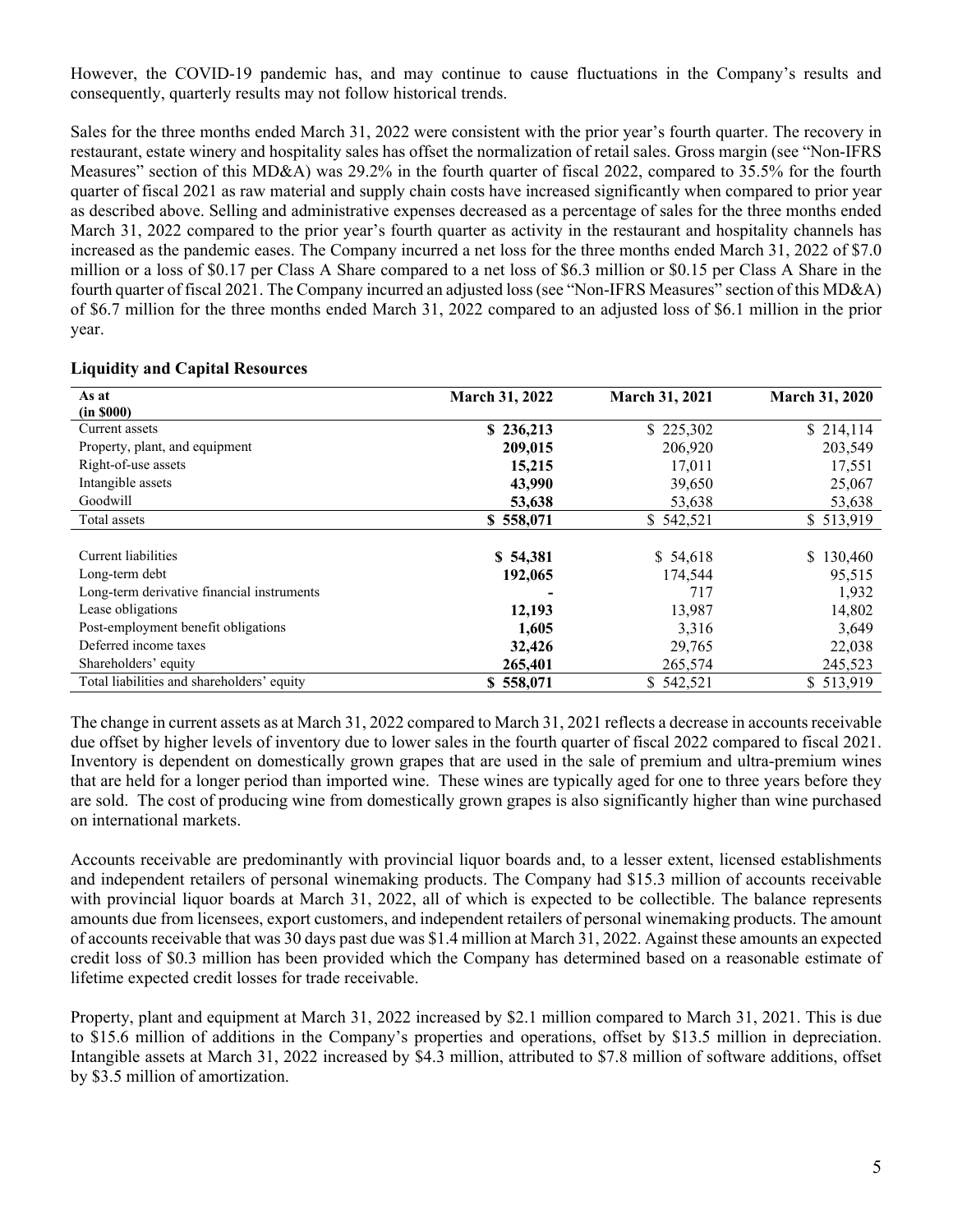However, the COVID-19 pandemic has, and may continue to cause fluctuations in the Company's results and consequently, quarterly results may not follow historical trends.

Sales for the three months ended March 31, 2022 were consistent with the prior year's fourth quarter. The recovery in restaurant, estate winery and hospitality sales has offset the normalization of retail sales. Gross margin (see "Non-IFRS Measures" section of this MD&A) was 29.2% in the fourth quarter of fiscal 2022, compared to 35.5% for the fourth quarter of fiscal 2021 as raw material and supply chain costs have increased significantly when compared to prior year as described above. Selling and administrative expenses decreased as a percentage of sales for the three months ended March 31, 2022 compared to the prior year's fourth quarter as activity in the restaurant and hospitality channels has increased as the pandemic eases. The Company incurred a net loss for the three months ended March 31, 2022 of $7.0 million or a loss of $0.17 per Class A Share compared to a net loss of $6.3 million or $0.15 per Class A Share in the fourth quarter of fiscal 2021. The Company incurred an adjusted loss (see "Non-IFRS Measures" section of this MD&A) of $6.7 million for the three months ended March 31, 2022 compared to an adjusted loss of $6.1 million in the prior year.

## Liquidity and Capital Resources

| As at (in $000) | March 31, 2022 | March 31, 2021 | March 31, 2020 |
|---|---|---|---|
| Current assets | **$ 236,213** | $ 225,302 | $ 214,114 |
| Property, plant, and equipment | **209,015** | 206,920 | 203,549 |
| Right-of-use assets | **15,215** | 17,011 | 17,551 |
| Intangible assets | **43,990** | 39,650 | 25,067 |
| Goodwill | **53,638** | 53,638 | 53,638 |
| Total assets | **$ 558,071** | $ 542,521 | $ 513,919 |
| | | | |
| Current liabilities | **$ 54,381** | $ 54,618 | $ 130,460 |
| Long-term debt | **192,065** | 174,544 | 95,515 |
| Long-term derivative financial instruments | **-** | 717 | 1,932 |
| Lease obligations | **12,193** | 13,987 | 14,802 |
| Post-employment benefit obligations | **1,605** | 3,316 | 3,649 |
| Deferred income taxes | **32,426** | 29,765 | 22,038 |
| Shareholders' equity | **265,401** | 265,574 | 245,523 |
| Total liabilities and shareholders' equity | **$ 558,071** | $ 542,521 | $ 513,919 |

The change in current assets as at March 31, 2022 compared to March 31, 2021 reflects a decrease in accounts receivable due offset by higher levels of inventory due to lower sales in the fourth quarter of fiscal 2022 compared to fiscal 2021. Inventory is dependent on domestically grown grapes that are used in the sale of premium and ultra-premium wines that are held for a longer period than imported wine. These wines are typically aged for one to three years before they are sold. The cost of producing wine from domestically grown grapes is also significantly higher than wine purchased on international markets.

Accounts receivable are predominantly with provincial liquor boards and, to a lesser extent, licensed establishments and independent retailers of personal winemaking products. The Company had $15.3 million of accounts receivable with provincial liquor boards at March 31, 2022, all of which is expected to be collectible. The balance represents amounts due from licensees, export customers, and independent retailers of personal winemaking products. The amount of accounts receivable that was 30 days past due was $1.4 million at March 31, 2022. Against these amounts an expected credit loss of $0.3 million has been provided which the Company has determined based on a reasonable estimate of lifetime expected credit losses for trade receivable.

Property, plant and equipment at March 31, 2022 increased by $2.1 million compared to March 31, 2021. This is due to $15.6 million of additions in the Company's properties and operations, offset by $13.5 million in depreciation. Intangible assets at March 31, 2022 increased by $4.3 million, attributed to $7.8 million of software additions, offset by $3.5 million of amortization.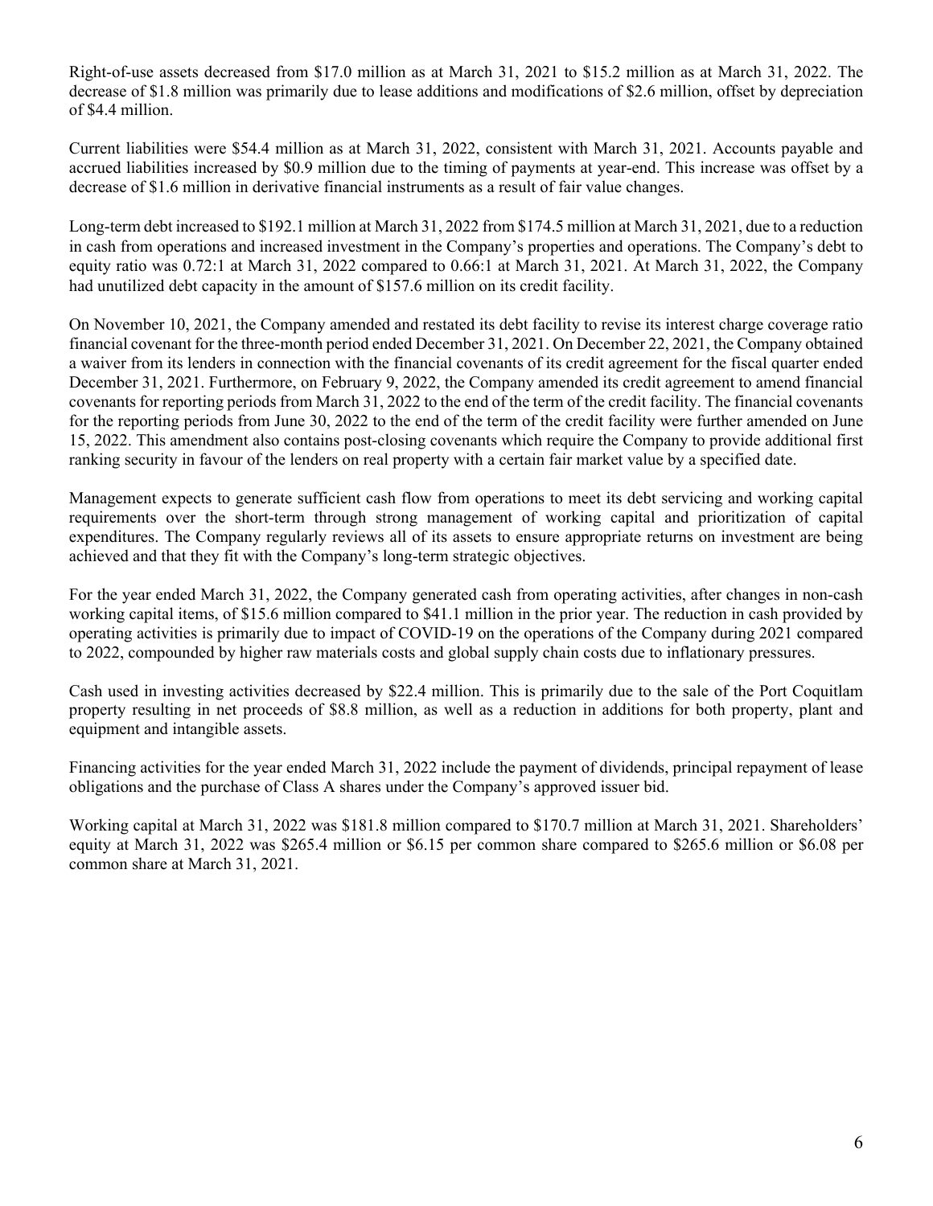Right-of-use assets decreased from $17.0 million as at March 31, 2021 to $15.2 million as at March 31, 2022. The decrease of $1.8 million was primarily due to lease additions and modifications of $2.6 million, offset by depreciation of $4.4 million.

Current liabilities were $54.4 million as at March 31, 2022, consistent with March 31, 2021. Accounts payable and accrued liabilities increased by $0.9 million due to the timing of payments at year-end. This increase was offset by a decrease of $1.6 million in derivative financial instruments as a result of fair value changes.

Long-term debt increased to $192.1 million at March 31, 2022 from $174.5 million at March 31, 2021, due to a reduction in cash from operations and increased investment in the Company's properties and operations. The Company's debt to equity ratio was 0.72:1 at March 31, 2022 compared to 0.66:1 at March 31, 2021. At March 31, 2022, the Company had unutilized debt capacity in the amount of $157.6 million on its credit facility.

On November 10, 2021, the Company amended and restated its debt facility to revise its interest charge coverage ratio financial covenant for the three-month period ended December 31, 2021. On December 22, 2021, the Company obtained a waiver from its lenders in connection with the financial covenants of its credit agreement for the fiscal quarter ended December 31, 2021. Furthermore, on February 9, 2022, the Company amended its credit agreement to amend financial covenants for reporting periods from March 31, 2022 to the end of the term of the credit facility. The financial covenants for the reporting periods from June 30, 2022 to the end of the term of the credit facility were further amended on June 15, 2022. This amendment also contains post-closing covenants which require the Company to provide additional first ranking security in favour of the lenders on real property with a certain fair market value by a specified date.

Management expects to generate sufficient cash flow from operations to meet its debt servicing and working capital requirements over the short-term through strong management of working capital and prioritization of capital expenditures. The Company regularly reviews all of its assets to ensure appropriate returns on investment are being achieved and that they fit with the Company's long-term strategic objectives.

For the year ended March 31, 2022, the Company generated cash from operating activities, after changes in non-cash working capital items, of $15.6 million compared to $41.1 million in the prior year. The reduction in cash provided by operating activities is primarily due to impact of COVID-19 on the operations of the Company during 2021 compared to 2022, compounded by higher raw materials costs and global supply chain costs due to inflationary pressures.

Cash used in investing activities decreased by $22.4 million. This is primarily due to the sale of the Port Coquitlam property resulting in net proceeds of $8.8 million, as well as a reduction in additions for both property, plant and equipment and intangible assets.

Financing activities for the year ended March 31, 2022 include the payment of dividends, principal repayment of lease obligations and the purchase of Class A shares under the Company's approved issuer bid.

Working capital at March 31, 2022 was $181.8 million compared to $170.7 million at March 31, 2021. Shareholders' equity at March 31, 2022 was $265.4 million or $6.15 per common share compared to $265.6 million or $6.08 per common share at March 31, 2021.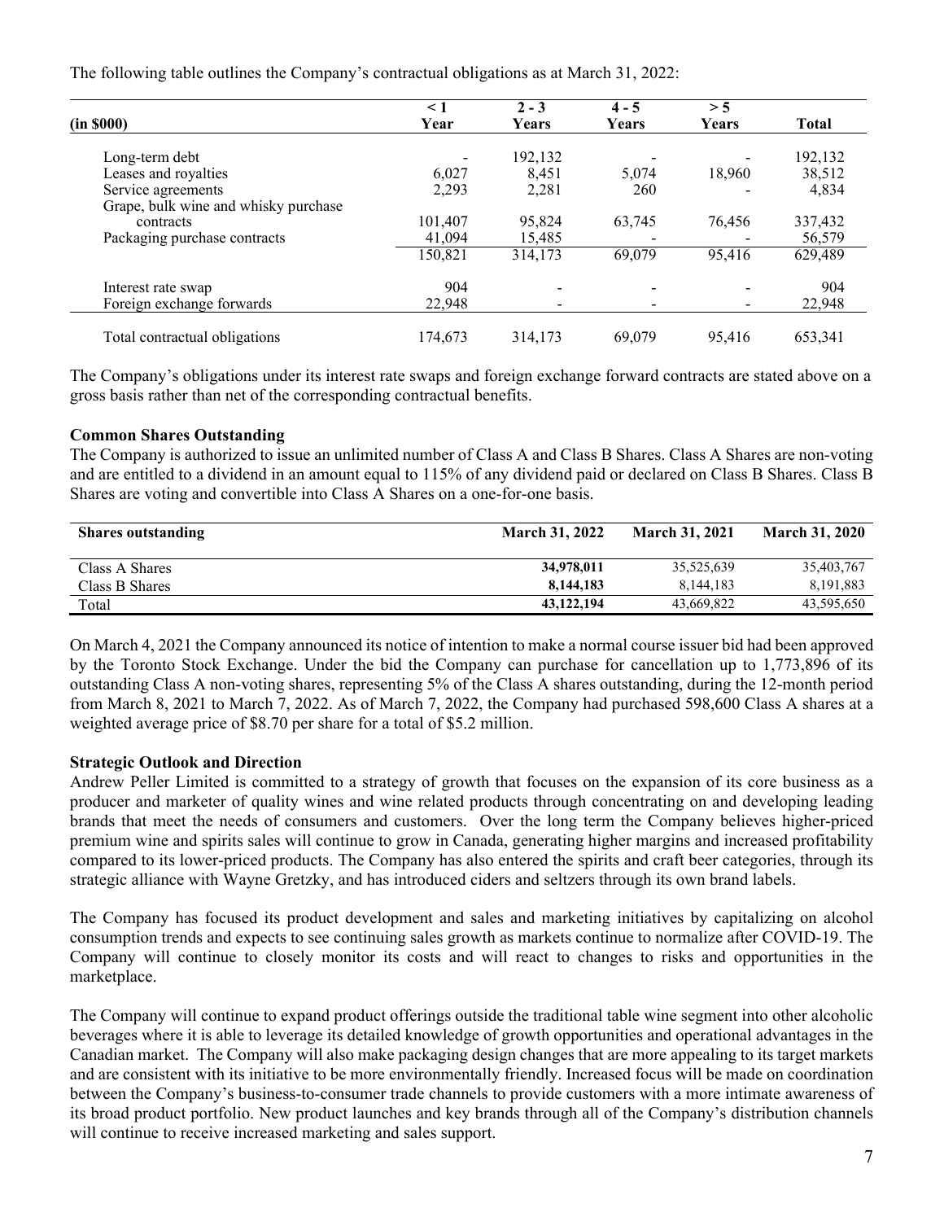The following table outlines the Company's contractual obligations as at March 31, 2022:

| (in $000) | < 1 Year | 2 - 3 Years | 4 - 5 Years | > 5 Years | Total |
|---|---|---|---|---|---|
| Long-term debt | - | 192,132 | - | - | 192,132 |
| Leases and royalties | 6,027 | 8,451 | 5,074 | 18,960 | 38,512 |
| Service agreements | 2,293 | 2,281 | 260 | - | 4,834 |
| Grape, bulk wine and whisky purchase contracts | 101,407 | 95,824 | 63,745 | 76,456 | 337,432 |
| Packaging purchase contracts | 41,094 | 15,485 | - | - | 56,579 |
| | 150,821 | 314,173 | 69,079 | 95,416 | 629,489 |
| Interest rate swap | 904 | - | - | - | 904 |
| Foreign exchange forwards | 22,948 | - | - | - | 22,948 |
| Total contractual obligations | 174,673 | 314,173 | 69,079 | 95,416 | 653,341 |

The Company's obligations under its interest rate swaps and foreign exchange forward contracts are stated above on a gross basis rather than net of the corresponding contractual benefits.

**Common Shares Outstanding**

The Company is authorized to issue an unlimited number of Class A and Class B Shares. Class A Shares are non-voting and are entitled to a dividend in an amount equal to 115% of any dividend paid or declared on Class B Shares. Class B Shares are voting and convertible into Class A Shares on a one-for-one basis.

| Shares outstanding | March 31, 2022 | March 31, 2021 | March 31, 2020 |
|---|---|---|---|
| Class A Shares | **34,978,011** | 35,525,639 | 35,403,767 |
| Class B Shares | **8,144,183** | 8,144,183 | 8,191,883 |
| Total | **43,122,194** | 43,669,822 | 43,595,650 |

On March 4, 2021 the Company announced its notice of intention to make a normal course issuer bid had been approved by the Toronto Stock Exchange. Under the bid the Company can purchase for cancellation up to 1,773,896 of its outstanding Class A non-voting shares, representing 5% of the Class A shares outstanding, during the 12-month period from March 8, 2021 to March 7, 2022. As of March 7, 2022, the Company had purchased 598,600 Class A shares at a weighted average price of $8.70 per share for a total of $5.2 million.

**Strategic Outlook and Direction**

Andrew Peller Limited is committed to a strategy of growth that focuses on the expansion of its core business as a producer and marketer of quality wines and wine related products through concentrating on and developing leading brands that meet the needs of consumers and customers. Over the long term the Company believes higher-priced premium wine and spirits sales will continue to grow in Canada, generating higher margins and increased profitability compared to its lower-priced products. The Company has also entered the spirits and craft beer categories, through its strategic alliance with Wayne Gretzky, and has introduced ciders and seltzers through its own brand labels.

The Company has focused its product development and sales and marketing initiatives by capitalizing on alcohol consumption trends and expects to see continuing sales growth as markets continue to normalize after COVID-19. The Company will continue to closely monitor its costs and will react to changes to risks and opportunities in the marketplace.

The Company will continue to expand product offerings outside the traditional table wine segment into other alcoholic beverages where it is able to leverage its detailed knowledge of growth opportunities and operational advantages in the Canadian market. The Company will also make packaging design changes that are more appealing to its target markets and are consistent with its initiative to be more environmentally friendly. Increased focus will be made on coordination between the Company's business-to-consumer trade channels to provide customers with a more intimate awareness of its broad product portfolio. New product launches and key brands through all of the Company's distribution channels will continue to receive increased marketing and sales support.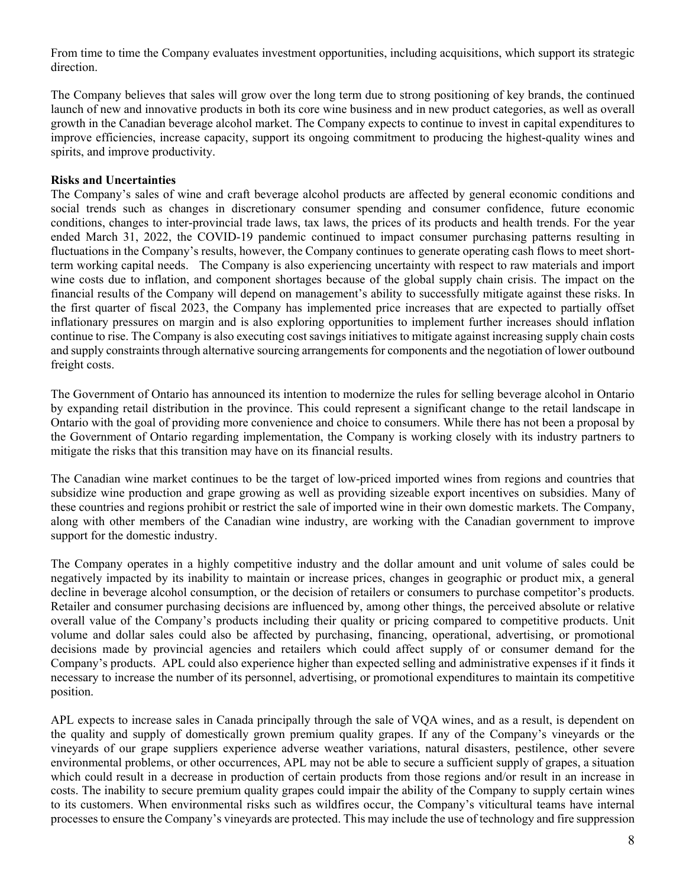From time to time the Company evaluates investment opportunities, including acquisitions, which support its strategic direction.

The Company believes that sales will grow over the long term due to strong positioning of key brands, the continued launch of new and innovative products in both its core wine business and in new product categories, as well as overall growth in the Canadian beverage alcohol market. The Company expects to continue to invest in capital expenditures to improve efficiencies, increase capacity, support its ongoing commitment to producing the highest-quality wines and spirits, and improve productivity.

**Risks and Uncertainties**

The Company's sales of wine and craft beverage alcohol products are affected by general economic conditions and social trends such as changes in discretionary consumer spending and consumer confidence, future economic conditions, changes to inter-provincial trade laws, tax laws, the prices of its products and health trends. For the year ended March 31, 2022, the COVID-19 pandemic continued to impact consumer purchasing patterns resulting in fluctuations in the Company's results, however, the Company continues to generate operating cash flows to meet short-term working capital needs. The Company is also experiencing uncertainty with respect to raw materials and import wine costs due to inflation, and component shortages because of the global supply chain crisis. The impact on the financial results of the Company will depend on management's ability to successfully mitigate against these risks. In the first quarter of fiscal 2023, the Company has implemented price increases that are expected to partially offset inflationary pressures on margin and is also exploring opportunities to implement further increases should inflation continue to rise. The Company is also executing cost savings initiatives to mitigate against increasing supply chain costs and supply constraints through alternative sourcing arrangements for components and the negotiation of lower outbound freight costs.

The Government of Ontario has announced its intention to modernize the rules for selling beverage alcohol in Ontario by expanding retail distribution in the province. This could represent a significant change to the retail landscape in Ontario with the goal of providing more convenience and choice to consumers. While there has not been a proposal by the Government of Ontario regarding implementation, the Company is working closely with its industry partners to mitigate the risks that this transition may have on its financial results.

The Canadian wine market continues to be the target of low-priced imported wines from regions and countries that subsidize wine production and grape growing as well as providing sizeable export incentives on subsidies. Many of these countries and regions prohibit or restrict the sale of imported wine in their own domestic markets. The Company, along with other members of the Canadian wine industry, are working with the Canadian government to improve support for the domestic industry.

The Company operates in a highly competitive industry and the dollar amount and unit volume of sales could be negatively impacted by its inability to maintain or increase prices, changes in geographic or product mix, a general decline in beverage alcohol consumption, or the decision of retailers or consumers to purchase competitor's products. Retailer and consumer purchasing decisions are influenced by, among other things, the perceived absolute or relative overall value of the Company's products including their quality or pricing compared to competitive products. Unit volume and dollar sales could also be affected by purchasing, financing, operational, advertising, or promotional decisions made by provincial agencies and retailers which could affect supply of or consumer demand for the Company's products. APL could also experience higher than expected selling and administrative expenses if it finds it necessary to increase the number of its personnel, advertising, or promotional expenditures to maintain its competitive position.

APL expects to increase sales in Canada principally through the sale of VQA wines, and as a result, is dependent on the quality and supply of domestically grown premium quality grapes. If any of the Company's vineyards or the vineyards of our grape suppliers experience adverse weather variations, natural disasters, pestilence, other severe environmental problems, or other occurrences, APL may not be able to secure a sufficient supply of grapes, a situation which could result in a decrease in production of certain products from those regions and/or result in an increase in costs. The inability to secure premium quality grapes could impair the ability of the Company to supply certain wines to its customers. When environmental risks such as wildfires occur, the Company's viticultural teams have internal processes to ensure the Company's vineyards are protected. This may include the use of technology and fire suppression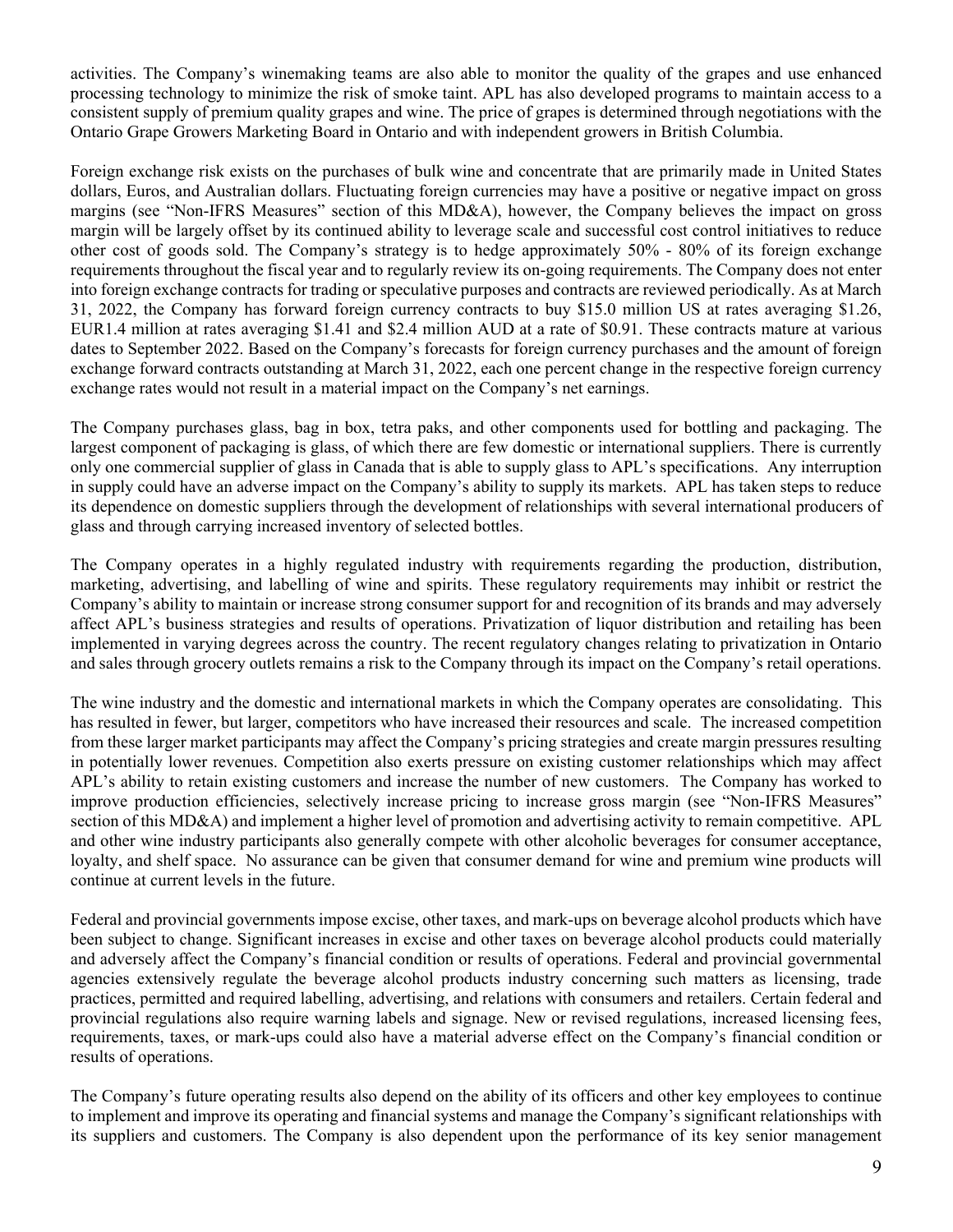activities. The Company's winemaking teams are also able to monitor the quality of the grapes and use enhanced processing technology to minimize the risk of smoke taint. APL has also developed programs to maintain access to a consistent supply of premium quality grapes and wine. The price of grapes is determined through negotiations with the Ontario Grape Growers Marketing Board in Ontario and with independent growers in British Columbia.

Foreign exchange risk exists on the purchases of bulk wine and concentrate that are primarily made in United States dollars, Euros, and Australian dollars. Fluctuating foreign currencies may have a positive or negative impact on gross margins (see "Non-IFRS Measures" section of this MD&A), however, the Company believes the impact on gross margin will be largely offset by its continued ability to leverage scale and successful cost control initiatives to reduce other cost of goods sold. The Company's strategy is to hedge approximately 50% - 80% of its foreign exchange requirements throughout the fiscal year and to regularly review its on-going requirements. The Company does not enter into foreign exchange contracts for trading or speculative purposes and contracts are reviewed periodically. As at March 31, 2022, the Company has forward foreign currency contracts to buy $15.0 million US at rates averaging $1.26, EUR1.4 million at rates averaging $1.41 and $2.4 million AUD at a rate of $0.91. These contracts mature at various dates to September 2022. Based on the Company's forecasts for foreign currency purchases and the amount of foreign exchange forward contracts outstanding at March 31, 2022, each one percent change in the respective foreign currency exchange rates would not result in a material impact on the Company's net earnings.

The Company purchases glass, bag in box, tetra paks, and other components used for bottling and packaging. The largest component of packaging is glass, of which there are few domestic or international suppliers. There is currently only one commercial supplier of glass in Canada that is able to supply glass to APL's specifications. Any interruption in supply could have an adverse impact on the Company's ability to supply its markets. APL has taken steps to reduce its dependence on domestic suppliers through the development of relationships with several international producers of glass and through carrying increased inventory of selected bottles.

The Company operates in a highly regulated industry with requirements regarding the production, distribution, marketing, advertising, and labelling of wine and spirits. These regulatory requirements may inhibit or restrict the Company's ability to maintain or increase strong consumer support for and recognition of its brands and may adversely affect APL's business strategies and results of operations. Privatization of liquor distribution and retailing has been implemented in varying degrees across the country. The recent regulatory changes relating to privatization in Ontario and sales through grocery outlets remains a risk to the Company through its impact on the Company's retail operations.

The wine industry and the domestic and international markets in which the Company operates are consolidating. This has resulted in fewer, but larger, competitors who have increased their resources and scale. The increased competition from these larger market participants may affect the Company's pricing strategies and create margin pressures resulting in potentially lower revenues. Competition also exerts pressure on existing customer relationships which may affect APL's ability to retain existing customers and increase the number of new customers. The Company has worked to improve production efficiencies, selectively increase pricing to increase gross margin (see "Non-IFRS Measures" section of this MD&A) and implement a higher level of promotion and advertising activity to remain competitive. APL and other wine industry participants also generally compete with other alcoholic beverages for consumer acceptance, loyalty, and shelf space. No assurance can be given that consumer demand for wine and premium wine products will continue at current levels in the future.

Federal and provincial governments impose excise, other taxes, and mark-ups on beverage alcohol products which have been subject to change. Significant increases in excise and other taxes on beverage alcohol products could materially and adversely affect the Company's financial condition or results of operations. Federal and provincial governmental agencies extensively regulate the beverage alcohol products industry concerning such matters as licensing, trade practices, permitted and required labelling, advertising, and relations with consumers and retailers. Certain federal and provincial regulations also require warning labels and signage. New or revised regulations, increased licensing fees, requirements, taxes, or mark-ups could also have a material adverse effect on the Company's financial condition or results of operations.

The Company's future operating results also depend on the ability of its officers and other key employees to continue to implement and improve its operating and financial systems and manage the Company's significant relationships with its suppliers and customers. The Company is also dependent upon the performance of its key senior management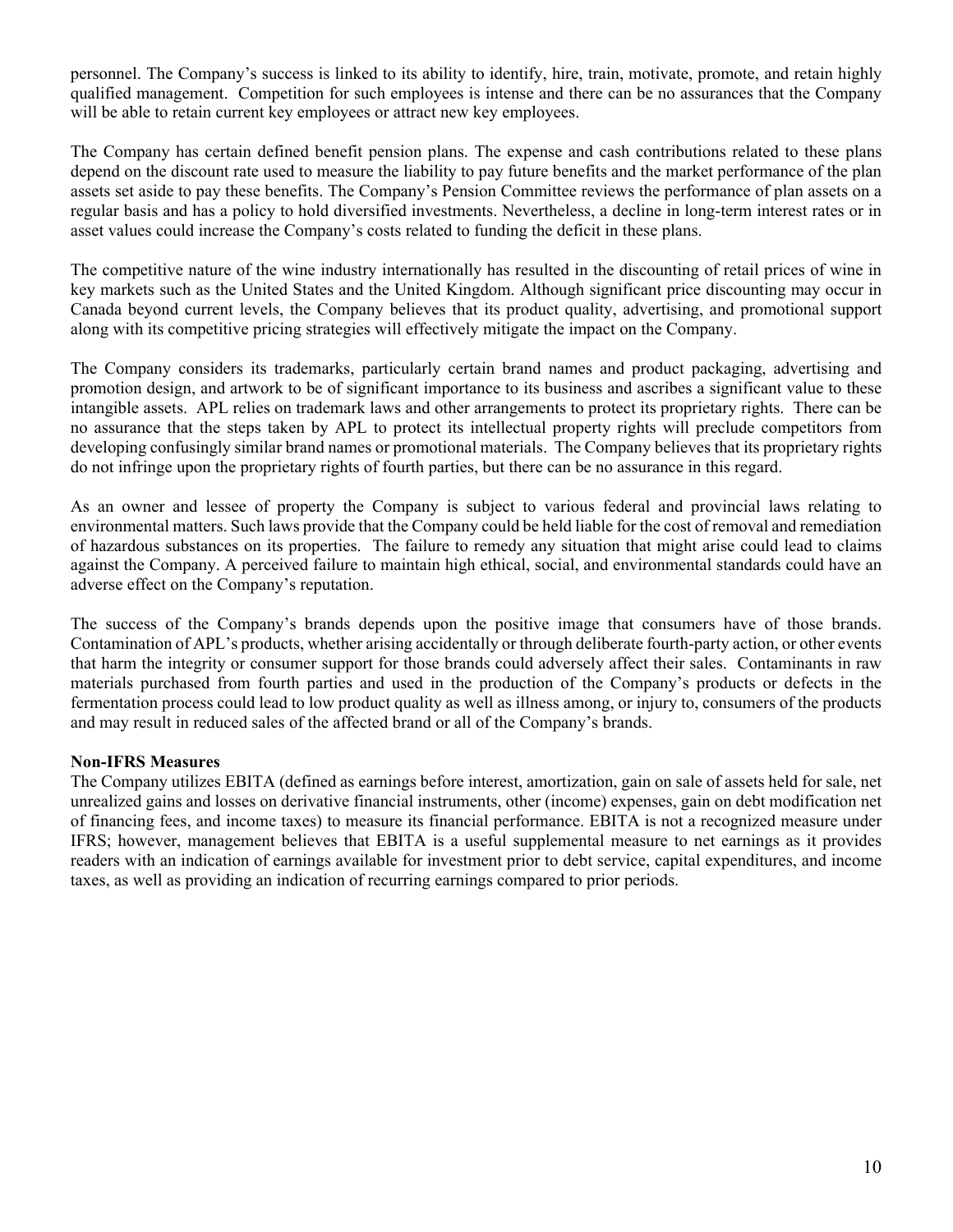personnel. The Company's success is linked to its ability to identify, hire, train, motivate, promote, and retain highly qualified management. Competition for such employees is intense and there can be no assurances that the Company will be able to retain current key employees or attract new key employees.

The Company has certain defined benefit pension plans. The expense and cash contributions related to these plans depend on the discount rate used to measure the liability to pay future benefits and the market performance of the plan assets set aside to pay these benefits. The Company's Pension Committee reviews the performance of plan assets on a regular basis and has a policy to hold diversified investments. Nevertheless, a decline in long-term interest rates or in asset values could increase the Company's costs related to funding the deficit in these plans.

The competitive nature of the wine industry internationally has resulted in the discounting of retail prices of wine in key markets such as the United States and the United Kingdom. Although significant price discounting may occur in Canada beyond current levels, the Company believes that its product quality, advertising, and promotional support along with its competitive pricing strategies will effectively mitigate the impact on the Company.

The Company considers its trademarks, particularly certain brand names and product packaging, advertising and promotion design, and artwork to be of significant importance to its business and ascribes a significant value to these intangible assets. APL relies on trademark laws and other arrangements to protect its proprietary rights. There can be no assurance that the steps taken by APL to protect its intellectual property rights will preclude competitors from developing confusingly similar brand names or promotional materials. The Company believes that its proprietary rights do not infringe upon the proprietary rights of fourth parties, but there can be no assurance in this regard.

As an owner and lessee of property the Company is subject to various federal and provincial laws relating to environmental matters. Such laws provide that the Company could be held liable for the cost of removal and remediation of hazardous substances on its properties. The failure to remedy any situation that might arise could lead to claims against the Company. A perceived failure to maintain high ethical, social, and environmental standards could have an adverse effect on the Company's reputation.

The success of the Company's brands depends upon the positive image that consumers have of those brands. Contamination of APL's products, whether arising accidentally or through deliberate fourth-party action, or other events that harm the integrity or consumer support for those brands could adversely affect their sales. Contaminants in raw materials purchased from fourth parties and used in the production of the Company's products or defects in the fermentation process could lead to low product quality as well as illness among, or injury to, consumers of the products and may result in reduced sales of the affected brand or all of the Company's brands.

**Non-IFRS Measures**

The Company utilizes EBITA (defined as earnings before interest, amortization, gain on sale of assets held for sale, net unrealized gains and losses on derivative financial instruments, other (income) expenses, gain on debt modification net of financing fees, and income taxes) to measure its financial performance. EBITA is not a recognized measure under IFRS; however, management believes that EBITA is a useful supplemental measure to net earnings as it provides readers with an indication of earnings available for investment prior to debt service, capital expenditures, and income taxes, as well as providing an indication of recurring earnings compared to prior periods.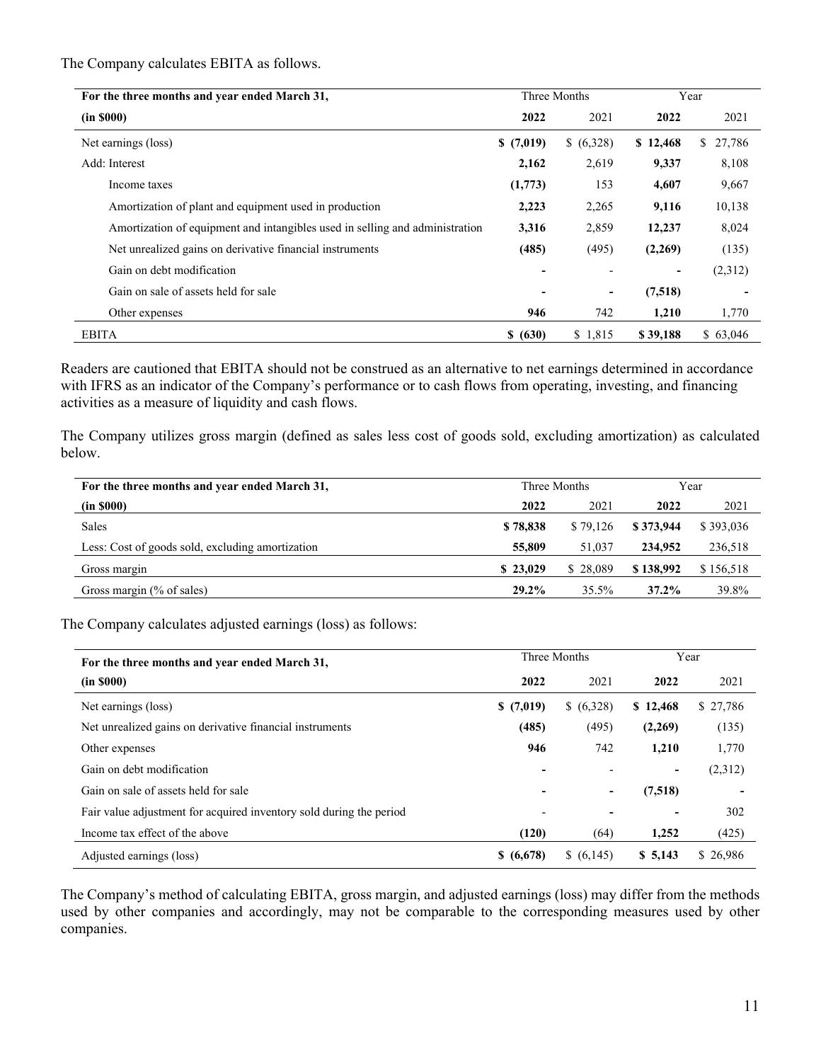The Company calculates EBITA as follows.

| For the three months and year ended March 31, | Three Months | | Year | |
|---|---|---|---|---|
| **(in $000)** | **2022** | 2021 | **2022** | 2021 |
| Net earnings (loss) | **$ (7,019)** | $ (6,328) | **$ 12,468** | $ 27,786 |
| Add: Interest | **2,162** | 2,619 | **9,337** | 8,108 |
| Income taxes | **(1,773)** | 153 | **4,607** | 9,667 |
| Amortization of plant and equipment used in production | **2,223** | 2,265 | **9,116** | 10,138 |
| Amortization of equipment and intangibles used in selling and administration | **3,316** | 2,859 | **12,237** | 8,024 |
| Net unrealized gains on derivative financial instruments | **(485)** | (495) | **(2,269)** | (135) |
| Gain on debt modification | **-** | - | **-** | (2,312) |
| Gain on sale of assets held for sale | **-** | **-** | **(7,518)** | **-** |
| Other expenses | **946** | 742 | **1,210** | 1,770 |
| EBITA | **$ (630)** | $ 1,815 | **$ 39,188** | $ 63,046 |

Readers are cautioned that EBITA should not be construed as an alternative to net earnings determined in accordance with IFRS as an indicator of the Company's performance or to cash flows from operating, investing, and financing activities as a measure of liquidity and cash flows.

The Company utilizes gross margin (defined as sales less cost of goods sold, excluding amortization) as calculated below.

| For the three months and year ended March 31, | Three Months | | Year | |
|---|---|---|---|---|
| **(in $000)** | **2022** | 2021 | **2022** | 2021 |
| Sales | **$ 78,838** | $ 79,126 | **$ 373,944** | $ 393,036 |
| Less: Cost of goods sold, excluding amortization | **55,809** | 51,037 | **234,952** | 236,518 |
| Gross margin | **$ 23,029** | $ 28,089 | **$ 138,992** | $ 156,518 |
| Gross margin (% of sales) | **29.2%** | 35.5% | **37.2%** | 39.8% |

The Company calculates adjusted earnings (loss) as follows:

| For the three months and year ended March 31, | Three Months | | Year | |
|---|---|---|---|---|
| **(in $000)** | **2022** | 2021 | **2022** | 2021 |
| Net earnings (loss) | **$ (7,019)** | $ (6,328) | **$ 12,468** | $ 27,786 |
| Net unrealized gains on derivative financial instruments | **(485)** | (495) | **(2,269)** | (135) |
| Other expenses | **946** | 742 | **1,210** | 1,770 |
| Gain on debt modification | **-** | - | **-** | (2,312) |
| Gain on sale of assets held for sale | **-** | **-** | **(7,518)** | **-** |
| Fair value adjustment for acquired inventory sold during the period | - | **-** | **-** | 302 |
| Income tax effect of the above | **(120)** | (64) | **1,252** | (425) |
| Adjusted earnings (loss) | **$ (6,678)** | $ (6,145) | **$ 5,143** | $ 26,986 |

The Company's method of calculating EBITA, gross margin, and adjusted earnings (loss) may differ from the methods used by other companies and accordingly, may not be comparable to the corresponding measures used by other companies.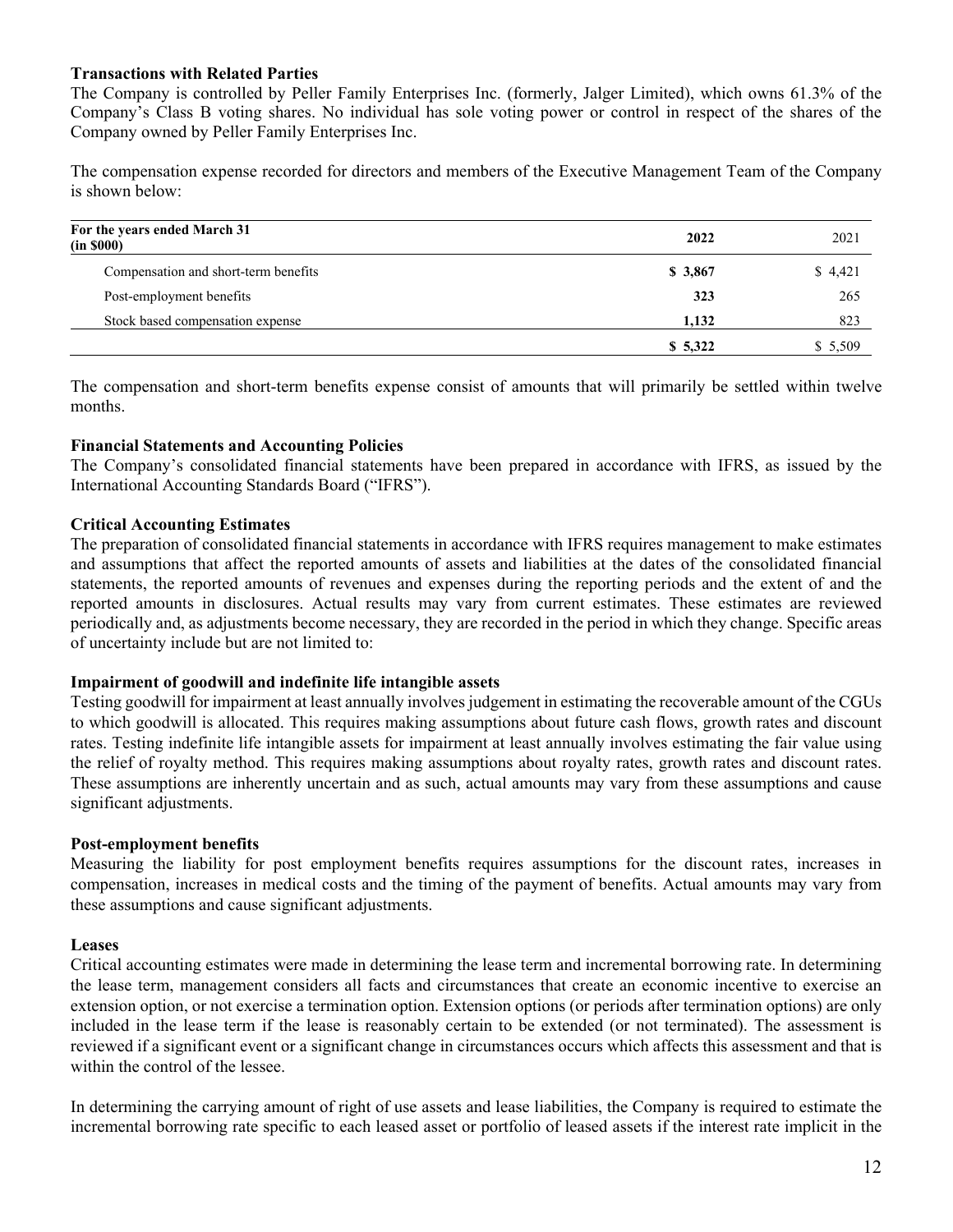**Transactions with Related Parties**

The Company is controlled by Peller Family Enterprises Inc. (formerly, Jalger Limited), which owns 61.3% of the Company's Class B voting shares. No individual has sole voting power or control in respect of the shares of the Company owned by Peller Family Enterprises Inc.

The compensation expense recorded for directors and members of the Executive Management Team of the Company is shown below:

| For the years ended March 31 (in $000) | 2022 | 2021 |
|---|---|---|
| Compensation and short-term benefits | **$ 3,867** | $ 4,421 |
| Post-employment benefits | **323** | 265 |
| Stock based compensation expense | **1,132** | 823 |
| | **$ 5,322** | $ 5,509 |

The compensation and short-term benefits expense consist of amounts that will primarily be settled within twelve months.

**Financial Statements and Accounting Policies**

The Company's consolidated financial statements have been prepared in accordance with IFRS, as issued by the International Accounting Standards Board ("IFRS").

**Critical Accounting Estimates**

The preparation of consolidated financial statements in accordance with IFRS requires management to make estimates and assumptions that affect the reported amounts of assets and liabilities at the dates of the consolidated financial statements, the reported amounts of revenues and expenses during the reporting periods and the extent of and the reported amounts in disclosures. Actual results may vary from current estimates. These estimates are reviewed periodically and, as adjustments become necessary, they are recorded in the period in which they change. Specific areas of uncertainty include but are not limited to:

**Impairment of goodwill and indefinite life intangible assets**

Testing goodwill for impairment at least annually involves judgement in estimating the recoverable amount of the CGUs to which goodwill is allocated. This requires making assumptions about future cash flows, growth rates and discount rates. Testing indefinite life intangible assets for impairment at least annually involves estimating the fair value using the relief of royalty method. This requires making assumptions about royalty rates, growth rates and discount rates. These assumptions are inherently uncertain and as such, actual amounts may vary from these assumptions and cause significant adjustments.

**Post-employment benefits**

Measuring the liability for post employment benefits requires assumptions for the discount rates, increases in compensation, increases in medical costs and the timing of the payment of benefits. Actual amounts may vary from these assumptions and cause significant adjustments.

**Leases**

Critical accounting estimates were made in determining the lease term and incremental borrowing rate. In determining the lease term, management considers all facts and circumstances that create an economic incentive to exercise an extension option, or not exercise a termination option. Extension options (or periods after termination options) are only included in the lease term if the lease is reasonably certain to be extended (or not terminated). The assessment is reviewed if a significant event or a significant change in circumstances occurs which affects this assessment and that is within the control of the lessee.

In determining the carrying amount of right of use assets and lease liabilities, the Company is required to estimate the incremental borrowing rate specific to each leased asset or portfolio of leased assets if the interest rate implicit in the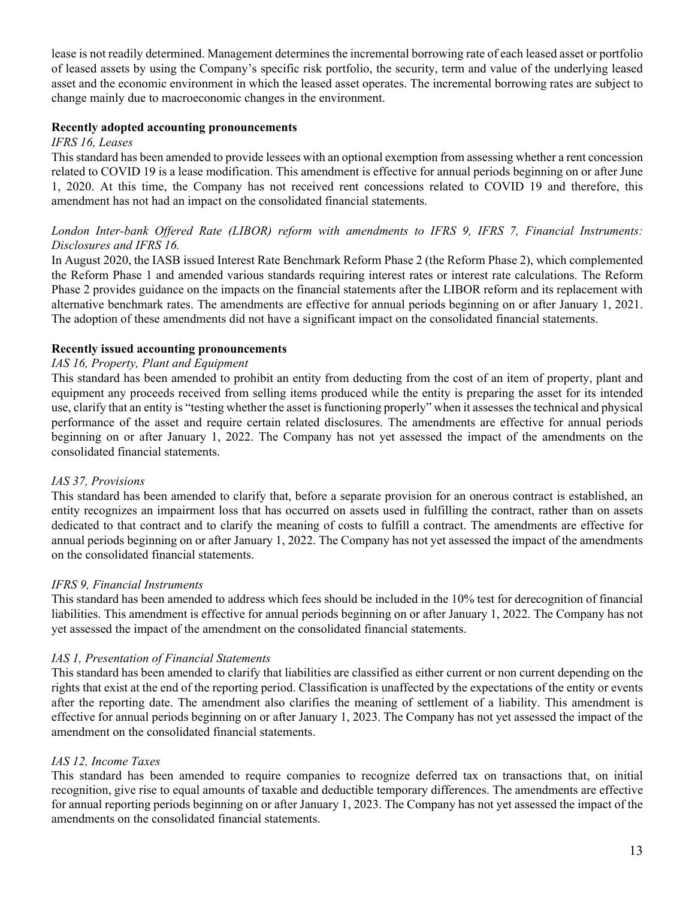lease is not readily determined. Management determines the incremental borrowing rate of each leased asset or portfolio of leased assets by using the Company's specific risk portfolio, the security, term and value of the underlying leased asset and the economic environment in which the leased asset operates. The incremental borrowing rates are subject to change mainly due to macroeconomic changes in the environment.

**Recently adopted accounting pronouncements**

*IFRS 16, Leases*

This standard has been amended to provide lessees with an optional exemption from assessing whether a rent concession related to COVID 19 is a lease modification. This amendment is effective for annual periods beginning on or after June 1, 2020. At this time, the Company has not received rent concessions related to COVID 19 and therefore, this amendment has not had an impact on the consolidated financial statements.

*London Inter-bank Offered Rate (LIBOR) reform with amendments to IFRS 9, IFRS 7, Financial Instruments: Disclosures and IFRS 16.*

In August 2020, the IASB issued Interest Rate Benchmark Reform Phase 2 (the Reform Phase 2), which complemented the Reform Phase 1 and amended various standards requiring interest rates or interest rate calculations. The Reform Phase 2 provides guidance on the impacts on the financial statements after the LIBOR reform and its replacement with alternative benchmark rates. The amendments are effective for annual periods beginning on or after January 1, 2021. The adoption of these amendments did not have a significant impact on the consolidated financial statements.

**Recently issued accounting pronouncements**

*IAS 16, Property, Plant and Equipment*

This standard has been amended to prohibit an entity from deducting from the cost of an item of property, plant and equipment any proceeds received from selling items produced while the entity is preparing the asset for its intended use, clarify that an entity is "testing whether the asset is functioning properly" when it assesses the technical and physical performance of the asset and require certain related disclosures. The amendments are effective for annual periods beginning on or after January 1, 2022. The Company has not yet assessed the impact of the amendments on the consolidated financial statements.

*IAS 37, Provisions*

This standard has been amended to clarify that, before a separate provision for an onerous contract is established, an entity recognizes an impairment loss that has occurred on assets used in fulfilling the contract, rather than on assets dedicated to that contract and to clarify the meaning of costs to fulfill a contract. The amendments are effective for annual periods beginning on or after January 1, 2022. The Company has not yet assessed the impact of the amendments on the consolidated financial statements.

*IFRS 9, Financial Instruments*

This standard has been amended to address which fees should be included in the 10% test for derecognition of financial liabilities. This amendment is effective for annual periods beginning on or after January 1, 2022. The Company has not yet assessed the impact of the amendment on the consolidated financial statements.

*IAS 1, Presentation of Financial Statements*

This standard has been amended to clarify that liabilities are classified as either current or non current depending on the rights that exist at the end of the reporting period. Classification is unaffected by the expectations of the entity or events after the reporting date. The amendment also clarifies the meaning of settlement of a liability. This amendment is effective for annual periods beginning on or after January 1, 2023. The Company has not yet assessed the impact of the amendment on the consolidated financial statements.

*IAS 12, Income Taxes*

This standard has been amended to require companies to recognize deferred tax on transactions that, on initial recognition, give rise to equal amounts of taxable and deductible temporary differences. The amendments are effective for annual reporting periods beginning on or after January 1, 2023. The Company has not yet assessed the impact of the amendments on the consolidated financial statements.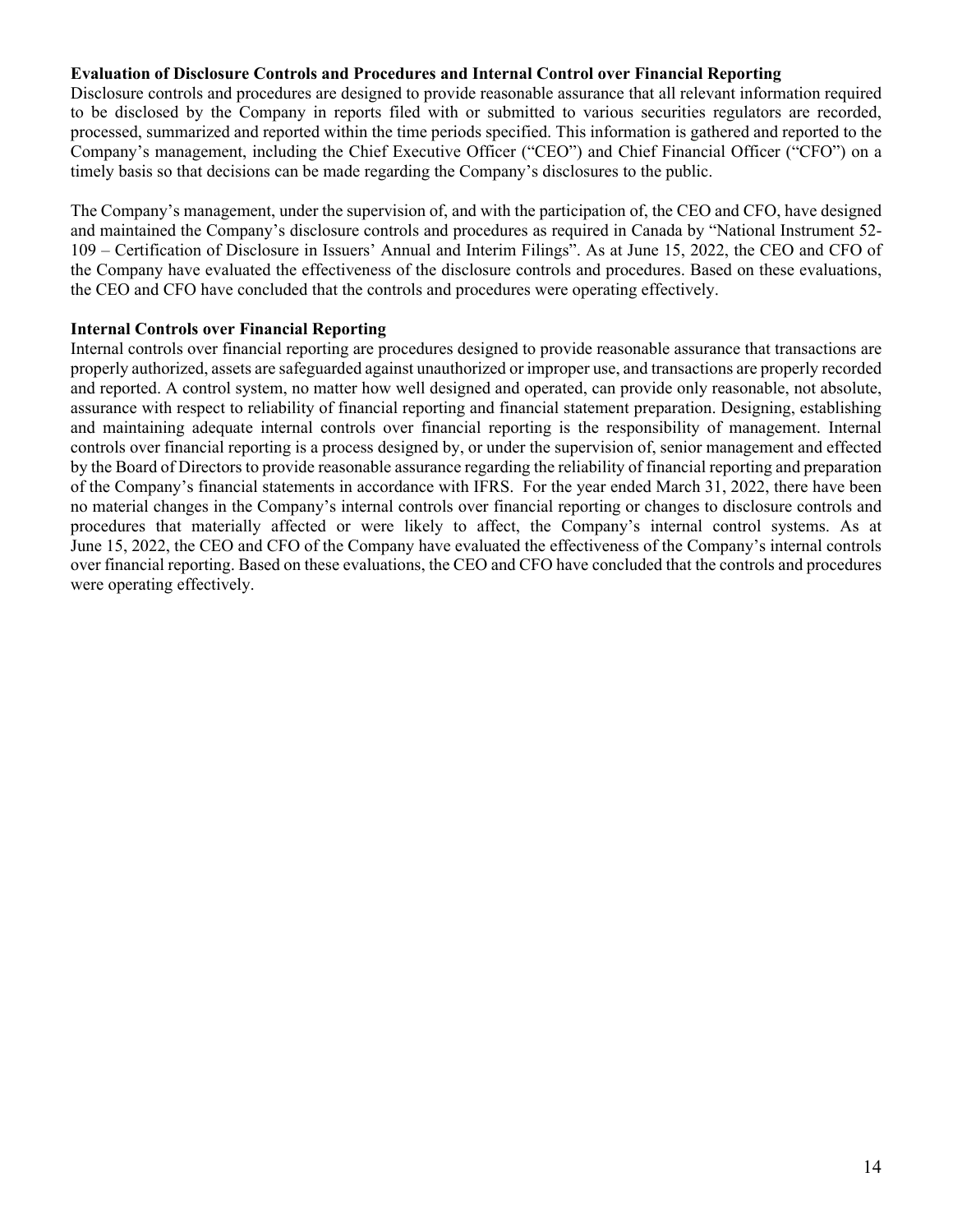**Evaluation of Disclosure Controls and Procedures and Internal Control over Financial Reporting**

Disclosure controls and procedures are designed to provide reasonable assurance that all relevant information required to be disclosed by the Company in reports filed with or submitted to various securities regulators are recorded, processed, summarized and reported within the time periods specified. This information is gathered and reported to the Company's management, including the Chief Executive Officer ("CEO") and Chief Financial Officer ("CFO") on a timely basis so that decisions can be made regarding the Company's disclosures to the public.

The Company's management, under the supervision of, and with the participation of, the CEO and CFO, have designed and maintained the Company's disclosure controls and procedures as required in Canada by "National Instrument 52-109 – Certification of Disclosure in Issuers' Annual and Interim Filings". As at June 15, 2022, the CEO and CFO of the Company have evaluated the effectiveness of the disclosure controls and procedures. Based on these evaluations, the CEO and CFO have concluded that the controls and procedures were operating effectively.

**Internal Controls over Financial Reporting**

Internal controls over financial reporting are procedures designed to provide reasonable assurance that transactions are properly authorized, assets are safeguarded against unauthorized or improper use, and transactions are properly recorded and reported. A control system, no matter how well designed and operated, can provide only reasonable, not absolute, assurance with respect to reliability of financial reporting and financial statement preparation. Designing, establishing and maintaining adequate internal controls over financial reporting is the responsibility of management. Internal controls over financial reporting is a process designed by, or under the supervision of, senior management and effected by the Board of Directors to provide reasonable assurance regarding the reliability of financial reporting and preparation of the Company's financial statements in accordance with IFRS. For the year ended March 31, 2022, there have been no material changes in the Company's internal controls over financial reporting or changes to disclosure controls and procedures that materially affected or were likely to affect, the Company's internal control systems. As at June 15, 2022, the CEO and CFO of the Company have evaluated the effectiveness of the Company's internal controls over financial reporting. Based on these evaluations, the CEO and CFO have concluded that the controls and procedures were operating effectively.